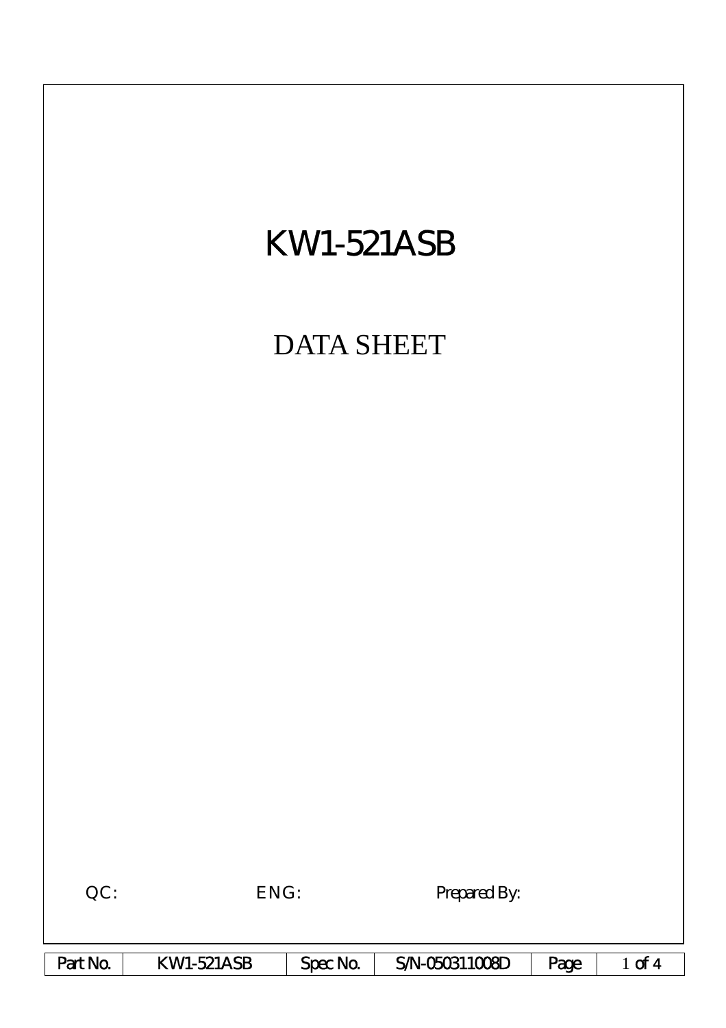# KW1-521ASB

## DATA SHEET

QC: ENG: Prepared By:

| Part No. | KW1-521ASB | Spec No. | S/N-050311008D |
| --- | --- | --- | --- |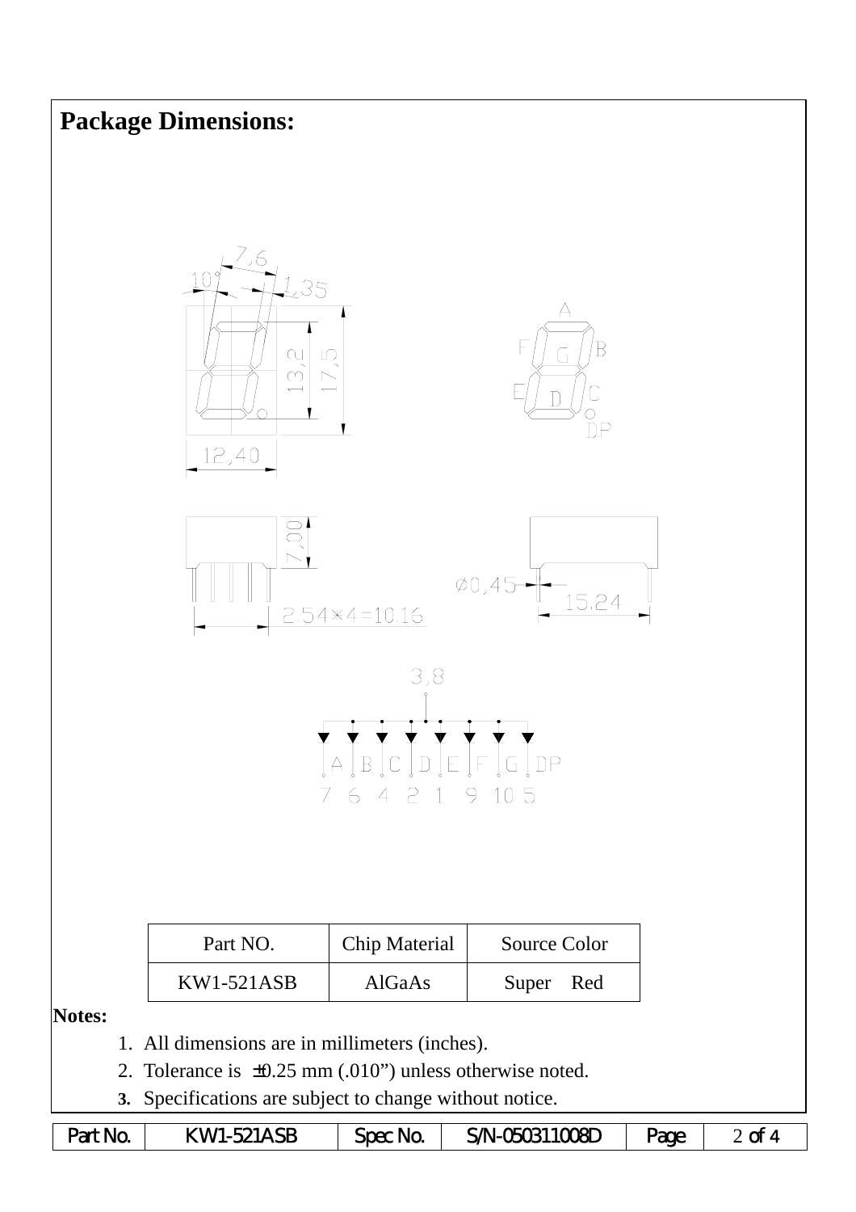## Package Dimensions:

| Part NO. | Chip Material | Source Color |
|---|---|---|
| KW1-521ASB | AlGaAs | Super Red |

**Notes:**

1. All dimensions are in millimeters (inches).
2. Tolerance is ±0.25 mm (.010") unless otherwise noted.
3. Specifications are subject to change without notice.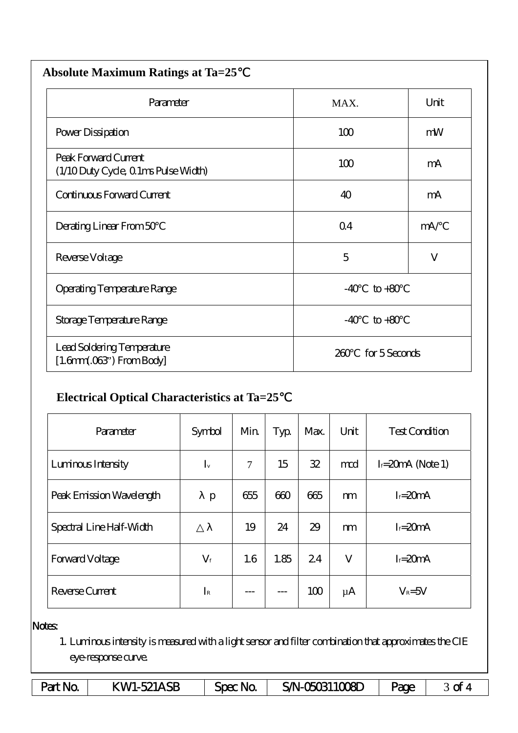## Absolute Maximum Ratings at Ta=25℃

| Parameter | MAX. | Unit |
|---|---|---|
| Power Dissipation | 100 | mW |
| Peak Forward Current (1/10 Duty Cycle, 0.1ms Pulse Width) | 100 | mA |
| Continuous Forward Current | 40 | mA |
| Derating Linear From 50°C | 0.4 | mA/°C |
| Reverse Voltage | 5 | V |
| Operating Temperature Range | -40°C to +80°C | |
| Storage Temperature Range | -40°C to +80°C | |
| Lead Soldering Temperature [1.6mm(.063") From Body] | 260°C for 5 Seconds | |

## Electrical Optical Characteristics at Ta=25℃

| Parameter | Symbol | Min. | Typ. | Max. | Unit | Test Condition |
|---|---|---|---|---|---|---|
| Luminous Intensity | $I_v$ | 7 | 15 | 32 | mcd | $I_f$=20mA (Note 1) |
| Peak Emission Wavelength | $\lambda p$ | 655 | 660 | 665 | nm | $I_f$=20mA |
| Spectral Line Half-Width | $\triangle\lambda$ | 19 | 24 | 29 | nm | $I_f$=20mA |
| Forward Voltage | $V_f$ | 1.6 | 1.85 | 2.4 | V | $I_f$=20mA |
| Reverse Current | $I_R$ | --- | --- | 100 | μA | $V_R$=5V |

Notes:

1. Luminous intensity is measured with a light sensor and filter combination that approximates the CIE eye-response curve.

| Part No. | KW1-521ASB | Spec No. | S/N-050311008D |
|---|---|---|---|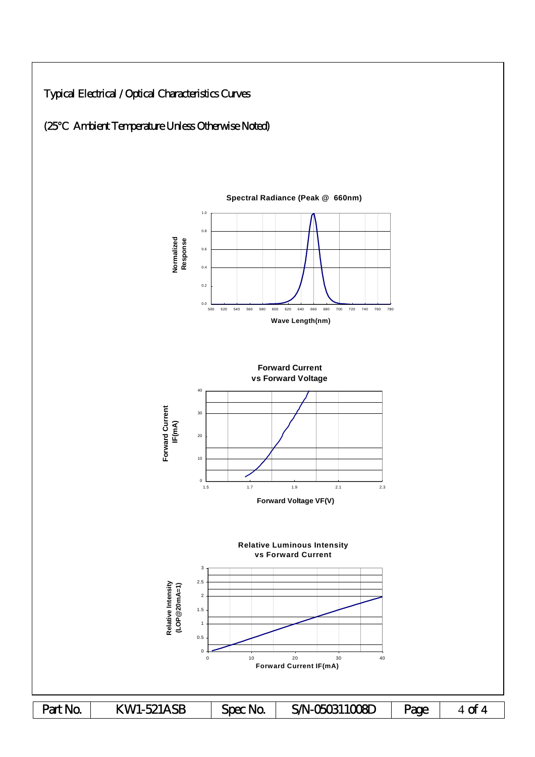# Typical Electrical / Optical Characteristics Curves

## (25°C Ambient Temperature Unless Otherwise Noted)

**Spectral Radiance (Peak @ 660nm)**

Normalized Response

1.0
0.8
0.6
0.4
0.2
0.0

500 520 540 560 580 600 620 640 660 680 700 720 740 760 780

**Wave Length(nm)**

**Forward Current vs Forward Voltage**

Forward Current IF(mA)

40
30
20
10
0

1.5 1.7 1.9 2.1 2.3

**Forward Voltage VF(V)**

**Relative Luminous Intensity vs Forward Current**

Relative Intensity (LOP@20mA=1)

3
2.5
2
1.5
1
0.5
0

0 10 20 30 40

**Forward Current IF(mA)**

| Part No. | KW1-521ASB | Spec No. | S/N-050311008D | Page | 4 of 4 |
|---|---|---|---|---|---|